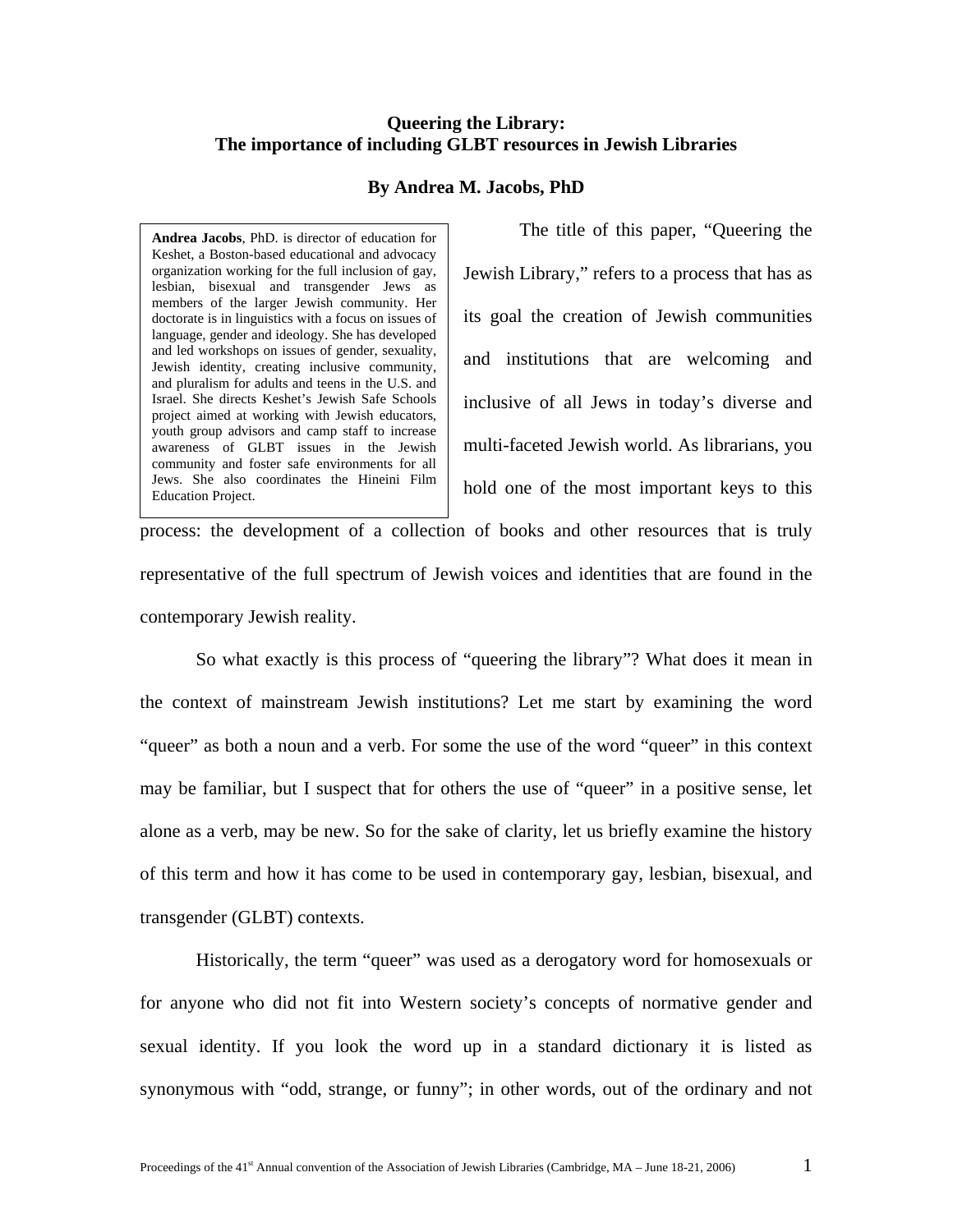# Queering the Library:
# The importance of including GLBT resources in Jewish Libraries

## By Andrea M. Jacobs, PhD

**Andrea Jacobs**, PhD. is director of education for Keshet, a Boston-based educational and advocacy organization working for the full inclusion of gay, lesbian, bisexual and transgender Jews as members of the larger Jewish community. Her doctorate is in linguistics with a focus on issues of language, gender and ideology. She has developed and led workshops on issues of gender, sexuality, Jewish identity, creating inclusive community, and pluralism for adults and teens in the U.S. and Israel. She directs Keshet's Jewish Safe Schools project aimed at working with Jewish educators, youth group advisors and camp staff to increase awareness of GLBT issues in the Jewish community and foster safe environments for all Jews. She also coordinates the Hineini Film Education Project.

The title of this paper, "Queering the Jewish Library," refers to a process that has as its goal the creation of Jewish communities and institutions that are welcoming and inclusive of all Jews in today's diverse and multi-faceted Jewish world. As librarians, you hold one of the most important keys to this process: the development of a collection of books and other resources that is truly representative of the full spectrum of Jewish voices and identities that are found in the contemporary Jewish reality.

So what exactly is this process of "queering the library"? What does it mean in the context of mainstream Jewish institutions? Let me start by examining the word "queer" as both a noun and a verb. For some the use of the word "queer" in this context may be familiar, but I suspect that for others the use of "queer" in a positive sense, let alone as a verb, may be new. So for the sake of clarity, let us briefly examine the history of this term and how it has come to be used in contemporary gay, lesbian, bisexual, and transgender (GLBT) contexts.

Historically, the term "queer" was used as a derogatory word for homosexuals or for anyone who did not fit into Western society's concepts of normative gender and sexual identity. If you look the word up in a standard dictionary it is listed as synonymous with "odd, strange, or funny"; in other words, out of the ordinary and not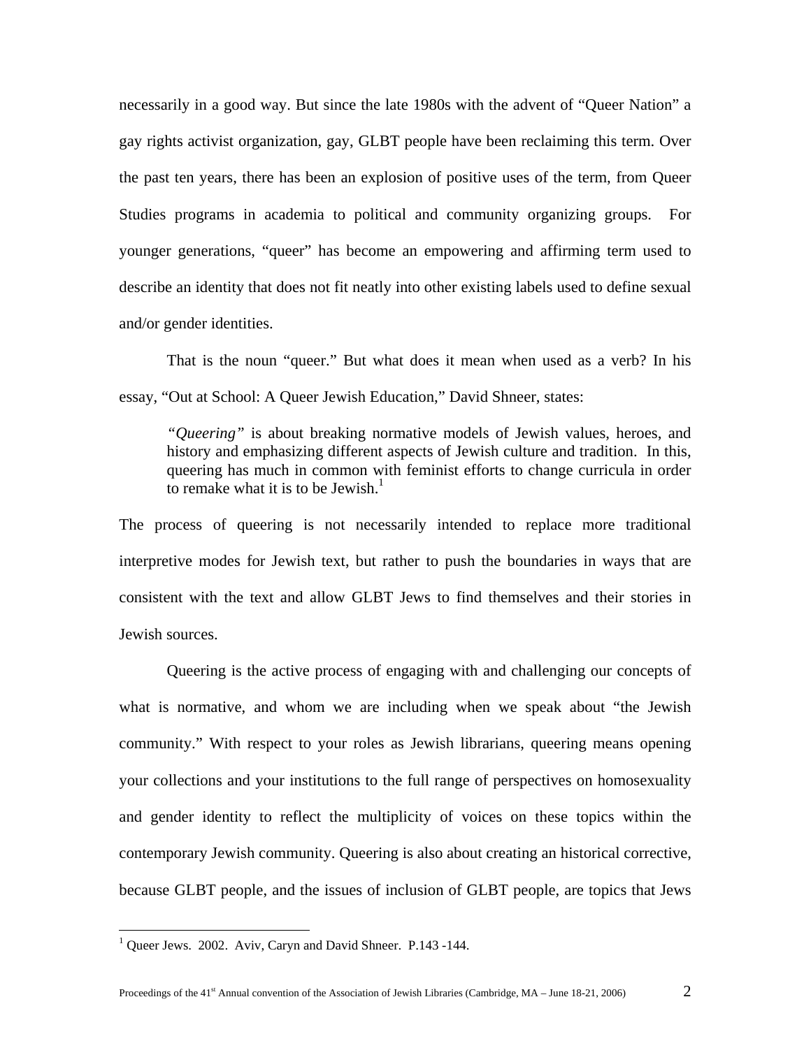necessarily in a good way. But since the late 1980s with the advent of "Queer Nation" a gay rights activist organization, gay, GLBT people have been reclaiming this term. Over the past ten years, there has been an explosion of positive uses of the term, from Queer Studies programs in academia to political and community organizing groups. For younger generations, "queer" has become an empowering and affirming term used to describe an identity that does not fit neatly into other existing labels used to define sexual and/or gender identities.

That is the noun "queer." But what does it mean when used as a verb? In his essay, "Out at School: A Queer Jewish Education," David Shneer, states:

> *"Queering"* is about breaking normative models of Jewish values, heroes, and history and emphasizing different aspects of Jewish culture and tradition. In this, queering has much in common with feminist efforts to change curricula in order to remake what it is to be Jewish.[1]

The process of queering is not necessarily intended to replace more traditional interpretive modes for Jewish text, but rather to push the boundaries in ways that are consistent with the text and allow GLBT Jews to find themselves and their stories in Jewish sources.

Queering is the active process of engaging with and challenging our concepts of what is normative, and whom we are including when we speak about "the Jewish community." With respect to your roles as Jewish librarians, queering means opening your collections and your institutions to the full range of perspectives on homosexuality and gender identity to reflect the multiplicity of voices on these topics within the contemporary Jewish community. Queering is also about creating an historical corrective, because GLBT people, and the issues of inclusion of GLBT people, are topics that Jews

---

[1] Queer Jews. 2002. Aviv, Caryn and David Shneer. P.143 -144.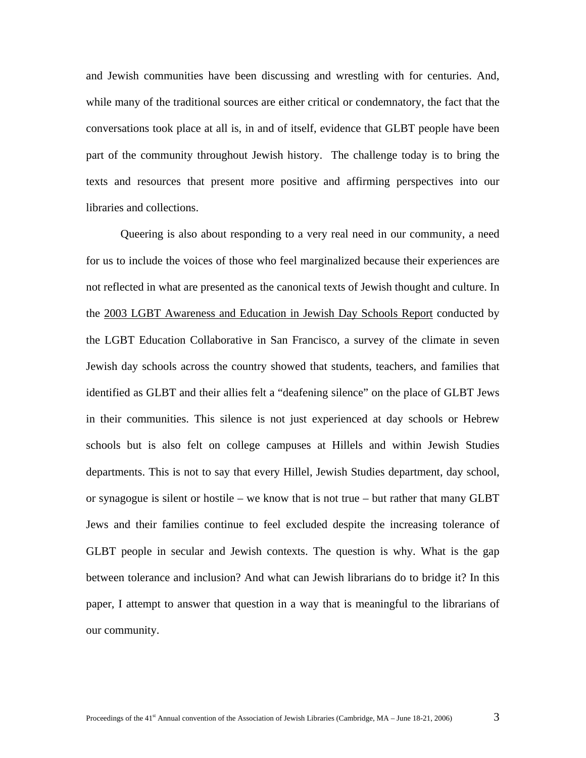and Jewish communities have been discussing and wrestling with for centuries. And, while many of the traditional sources are either critical or condemnatory, the fact that the conversations took place at all is, in and of itself, evidence that GLBT people have been part of the community throughout Jewish history. The challenge today is to bring the texts and resources that present more positive and affirming perspectives into our libraries and collections.

Queering is also about responding to a very real need in our community, a need for us to include the voices of those who feel marginalized because their experiences are not reflected in what are presented as the canonical texts of Jewish thought and culture. In the <u>2003 LGBT Awareness and Education in Jewish Day Schools Report</u> conducted by the LGBT Education Collaborative in San Francisco, a survey of the climate in seven Jewish day schools across the country showed that students, teachers, and families that identified as GLBT and their allies felt a "deafening silence" on the place of GLBT Jews in their communities. This silence is not just experienced at day schools or Hebrew schools but is also felt on college campuses at Hillels and within Jewish Studies departments. This is not to say that every Hillel, Jewish Studies department, day school, or synagogue is silent or hostile – we know that is not true – but rather that many GLBT Jews and their families continue to feel excluded despite the increasing tolerance of GLBT people in secular and Jewish contexts. The question is why. What is the gap between tolerance and inclusion? And what can Jewish librarians do to bridge it? In this paper, I attempt to answer that question in a way that is meaningful to the librarians of our community.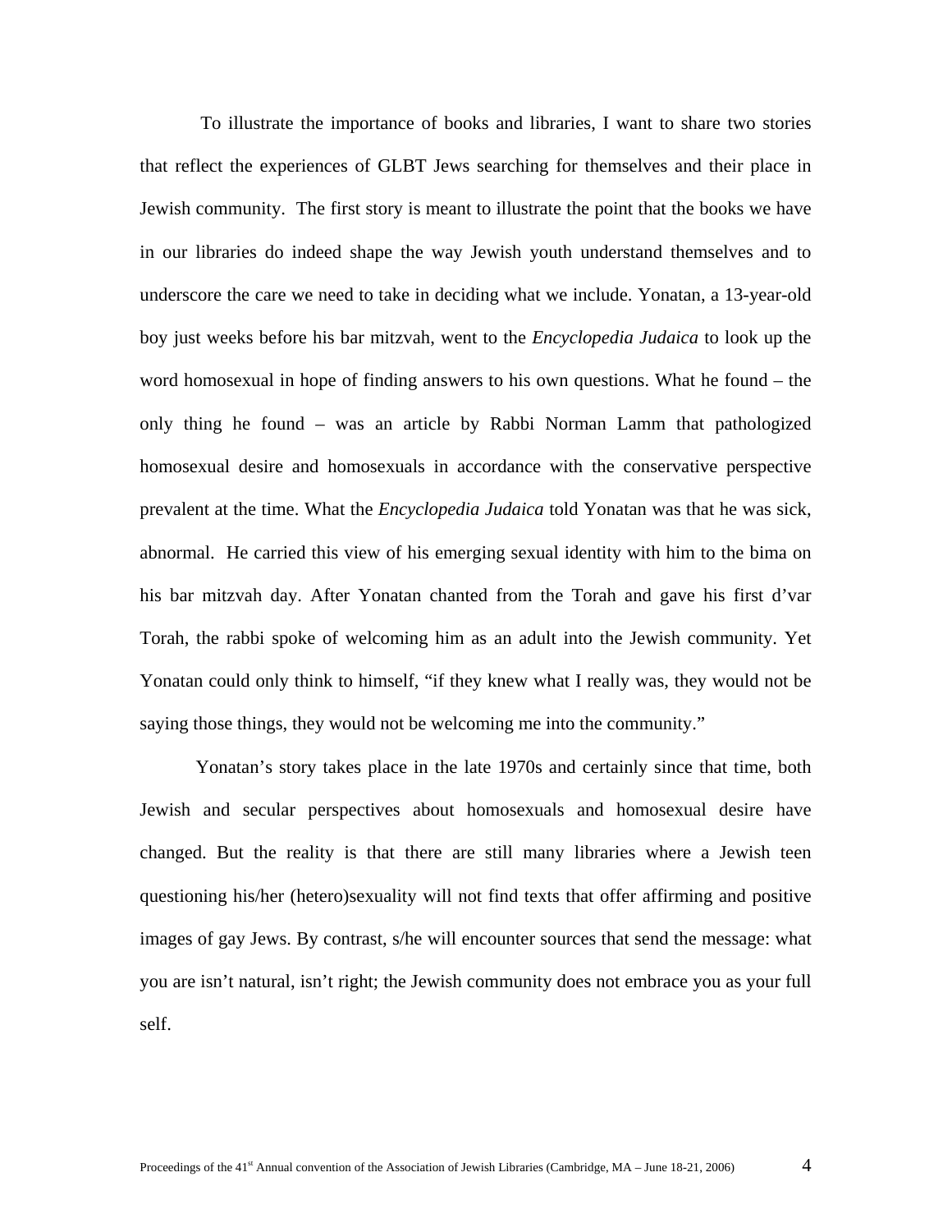To illustrate the importance of books and libraries, I want to share two stories that reflect the experiences of GLBT Jews searching for themselves and their place in Jewish community. The first story is meant to illustrate the point that the books we have in our libraries do indeed shape the way Jewish youth understand themselves and to underscore the care we need to take in deciding what we include. Yonatan, a 13-year-old boy just weeks before his bar mitzvah, went to the *Encyclopedia Judaica* to look up the word homosexual in hope of finding answers to his own questions. What he found – the only thing he found – was an article by Rabbi Norman Lamm that pathologized homosexual desire and homosexuals in accordance with the conservative perspective prevalent at the time. What the *Encyclopedia Judaica* told Yonatan was that he was sick, abnormal. He carried this view of his emerging sexual identity with him to the bima on his bar mitzvah day. After Yonatan chanted from the Torah and gave his first d'var Torah, the rabbi spoke of welcoming him as an adult into the Jewish community. Yet Yonatan could only think to himself, "if they knew what I really was, they would not be saying those things, they would not be welcoming me into the community."

Yonatan's story takes place in the late 1970s and certainly since that time, both Jewish and secular perspectives about homosexuals and homosexual desire have changed. But the reality is that there are still many libraries where a Jewish teen questioning his/her (hetero)sexuality will not find texts that offer affirming and positive images of gay Jews. By contrast, s/he will encounter sources that send the message: what you are isn't natural, isn't right; the Jewish community does not embrace you as your full self.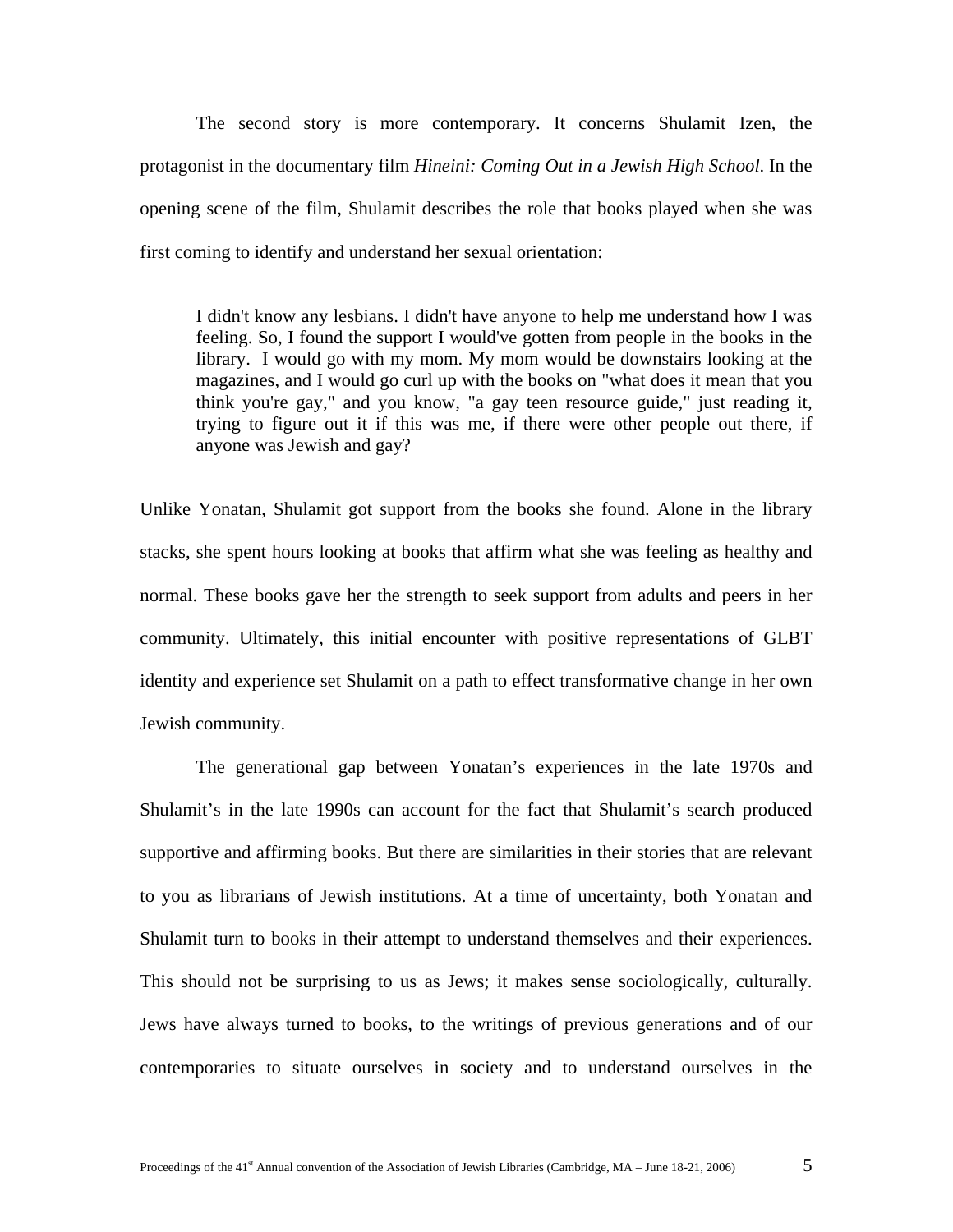The second story is more contemporary. It concerns Shulamit Izen, the protagonist in the documentary film *Hineini: Coming Out in a Jewish High School*. In the opening scene of the film, Shulamit describes the role that books played when she was first coming to identify and understand her sexual orientation:

> I didn't know any lesbians. I didn't have anyone to help me understand how I was feeling. So, I found the support I would've gotten from people in the books in the library. I would go with my mom. My mom would be downstairs looking at the magazines, and I would go curl up with the books on "what does it mean that you think you're gay," and you know, "a gay teen resource guide," just reading it, trying to figure out it if this was me, if there were other people out there, if anyone was Jewish and gay?

Unlike Yonatan, Shulamit got support from the books she found. Alone in the library stacks, she spent hours looking at books that affirm what she was feeling as healthy and normal. These books gave her the strength to seek support from adults and peers in her community. Ultimately, this initial encounter with positive representations of GLBT identity and experience set Shulamit on a path to effect transformative change in her own Jewish community.

The generational gap between Yonatan's experiences in the late 1970s and Shulamit's in the late 1990s can account for the fact that Shulamit's search produced supportive and affirming books. But there are similarities in their stories that are relevant to you as librarians of Jewish institutions. At a time of uncertainty, both Yonatan and Shulamit turn to books in their attempt to understand themselves and their experiences. This should not be surprising to us as Jews; it makes sense sociologically, culturally. Jews have always turned to books, to the writings of previous generations and of our contemporaries to situate ourselves in society and to understand ourselves in the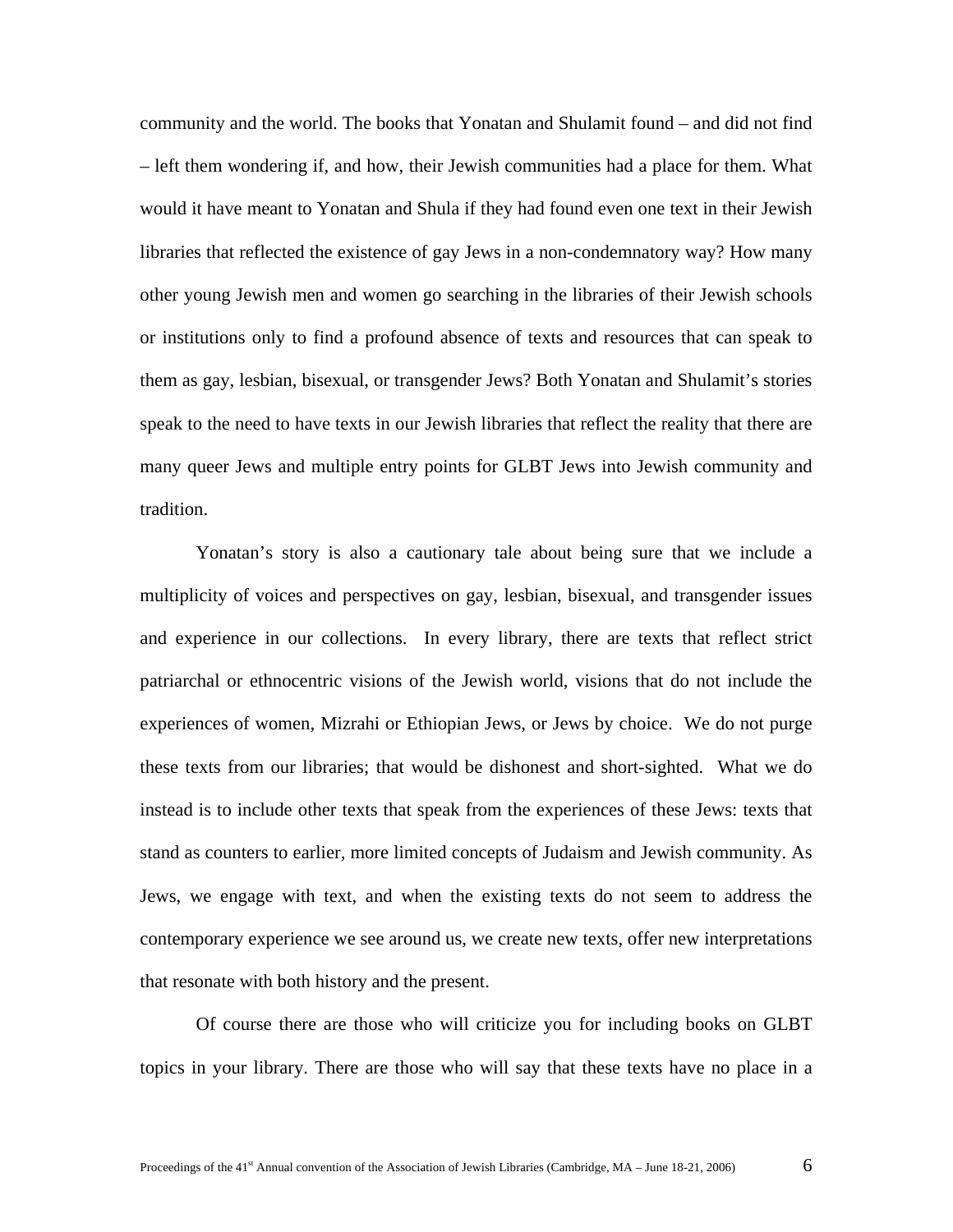community and the world. The books that Yonatan and Shulamit found – and did not find – left them wondering if, and how, their Jewish communities had a place for them. What would it have meant to Yonatan and Shula if they had found even one text in their Jewish libraries that reflected the existence of gay Jews in a non-condemnatory way? How many other young Jewish men and women go searching in the libraries of their Jewish schools or institutions only to find a profound absence of texts and resources that can speak to them as gay, lesbian, bisexual, or transgender Jews? Both Yonatan and Shulamit's stories speak to the need to have texts in our Jewish libraries that reflect the reality that there are many queer Jews and multiple entry points for GLBT Jews into Jewish community and tradition.

Yonatan's story is also a cautionary tale about being sure that we include a multiplicity of voices and perspectives on gay, lesbian, bisexual, and transgender issues and experience in our collections. In every library, there are texts that reflect strict patriarchal or ethnocentric visions of the Jewish world, visions that do not include the experiences of women, Mizrahi or Ethiopian Jews, or Jews by choice. We do not purge these texts from our libraries; that would be dishonest and short-sighted. What we do instead is to include other texts that speak from the experiences of these Jews: texts that stand as counters to earlier, more limited concepts of Judaism and Jewish community. As Jews, we engage with text, and when the existing texts do not seem to address the contemporary experience we see around us, we create new texts, offer new interpretations that resonate with both history and the present.

Of course there are those who will criticize you for including books on GLBT topics in your library. There are those who will say that these texts have no place in a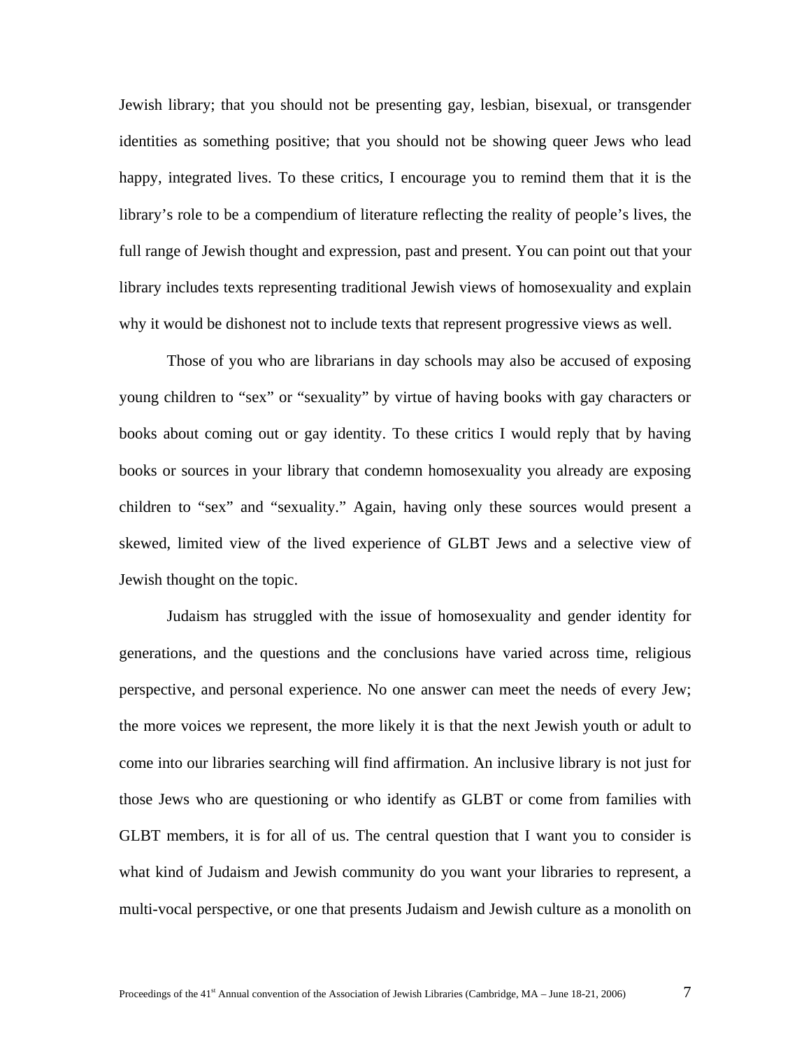Jewish library; that you should not be presenting gay, lesbian, bisexual, or transgender identities as something positive; that you should not be showing queer Jews who lead happy, integrated lives. To these critics, I encourage you to remind them that it is the library's role to be a compendium of literature reflecting the reality of people's lives, the full range of Jewish thought and expression, past and present. You can point out that your library includes texts representing traditional Jewish views of homosexuality and explain why it would be dishonest not to include texts that represent progressive views as well.

Those of you who are librarians in day schools may also be accused of exposing young children to "sex" or "sexuality" by virtue of having books with gay characters or books about coming out or gay identity. To these critics I would reply that by having books or sources in your library that condemn homosexuality you already are exposing children to "sex" and "sexuality." Again, having only these sources would present a skewed, limited view of the lived experience of GLBT Jews and a selective view of Jewish thought on the topic.

Judaism has struggled with the issue of homosexuality and gender identity for generations, and the questions and the conclusions have varied across time, religious perspective, and personal experience. No one answer can meet the needs of every Jew; the more voices we represent, the more likely it is that the next Jewish youth or adult to come into our libraries searching will find affirmation. An inclusive library is not just for those Jews who are questioning or who identify as GLBT or come from families with GLBT members, it is for all of us. The central question that I want you to consider is what kind of Judaism and Jewish community do you want your libraries to represent, a multi-vocal perspective, or one that presents Judaism and Jewish culture as a monolith on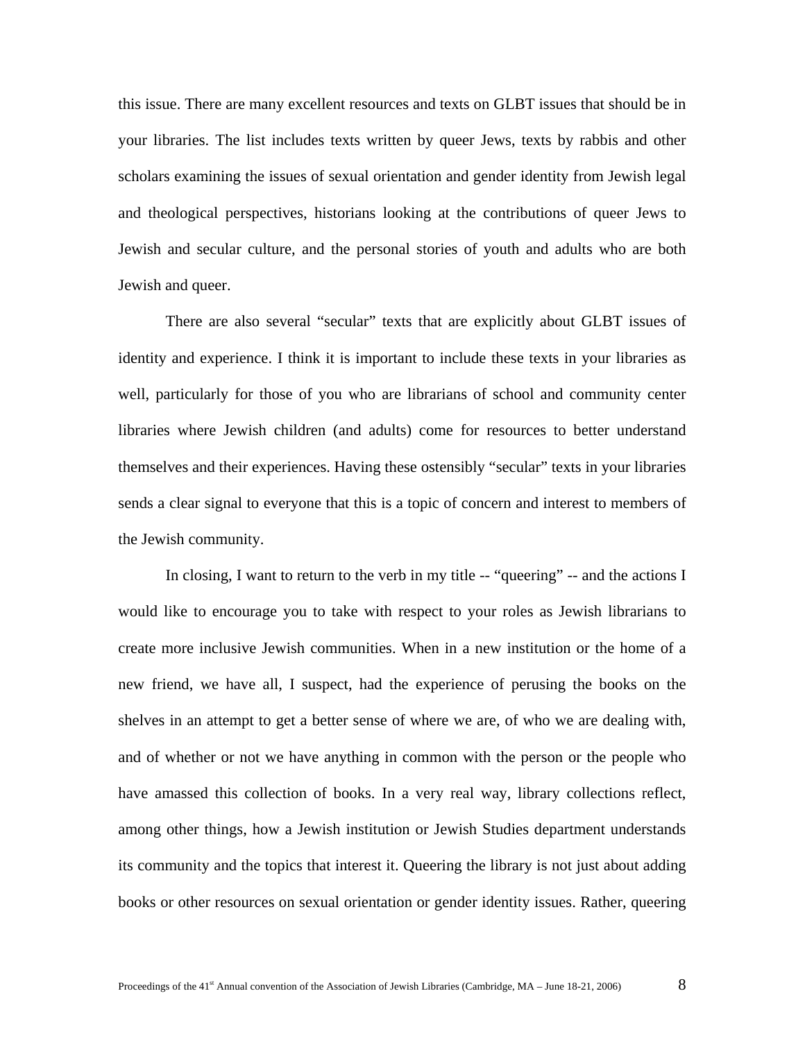this issue. There are many excellent resources and texts on GLBT issues that should be in your libraries. The list includes texts written by queer Jews, texts by rabbis and other scholars examining the issues of sexual orientation and gender identity from Jewish legal and theological perspectives, historians looking at the contributions of queer Jews to Jewish and secular culture, and the personal stories of youth and adults who are both Jewish and queer.

There are also several "secular" texts that are explicitly about GLBT issues of identity and experience. I think it is important to include these texts in your libraries as well, particularly for those of you who are librarians of school and community center libraries where Jewish children (and adults) come for resources to better understand themselves and their experiences. Having these ostensibly "secular" texts in your libraries sends a clear signal to everyone that this is a topic of concern and interest to members of the Jewish community.

In closing, I want to return to the verb in my title -- "queering" -- and the actions I would like to encourage you to take with respect to your roles as Jewish librarians to create more inclusive Jewish communities. When in a new institution or the home of a new friend, we have all, I suspect, had the experience of perusing the books on the shelves in an attempt to get a better sense of where we are, of who we are dealing with, and of whether or not we have anything in common with the person or the people who have amassed this collection of books. In a very real way, library collections reflect, among other things, how a Jewish institution or Jewish Studies department understands its community and the topics that interest it. Queering the library is not just about adding books or other resources on sexual orientation or gender identity issues. Rather, queering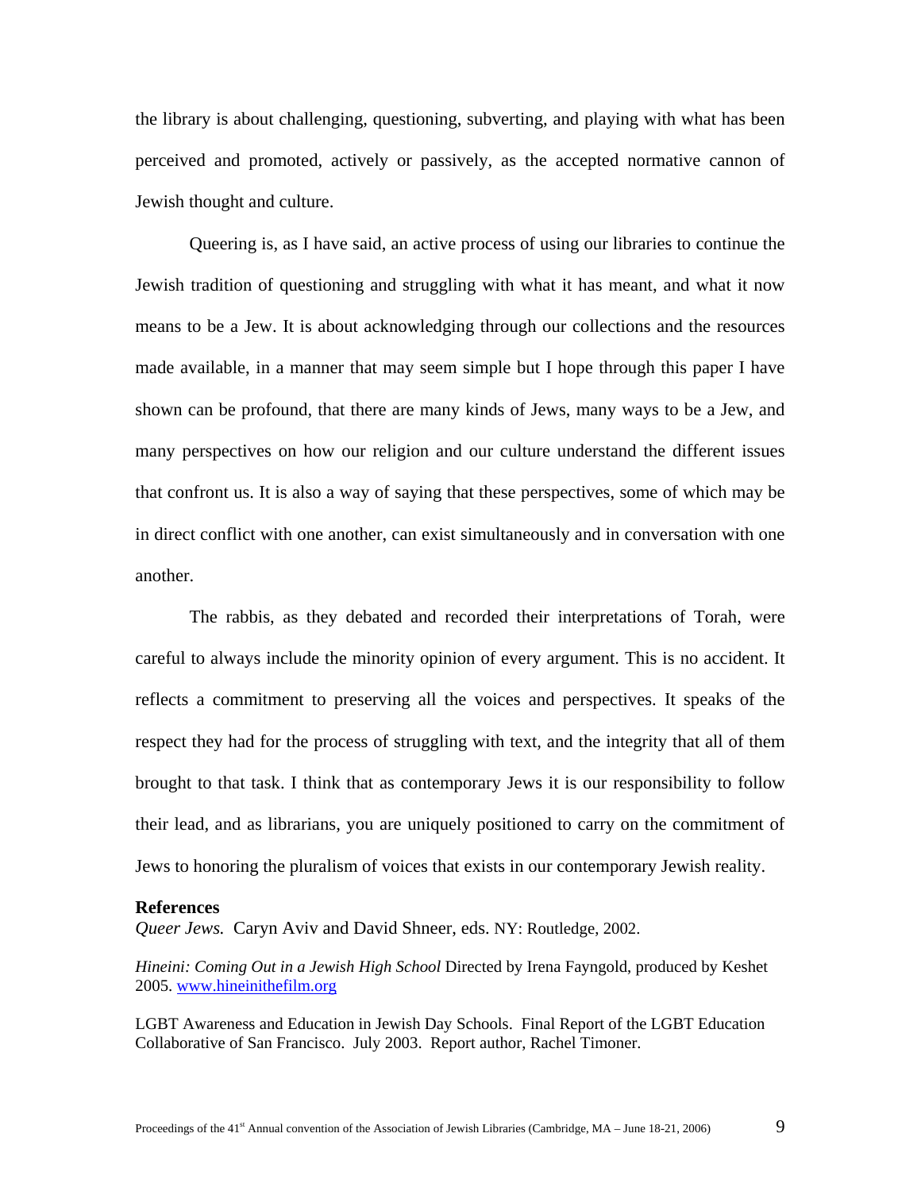the library is about challenging, questioning, subverting, and playing with what has been perceived and promoted, actively or passively, as the accepted normative cannon of Jewish thought and culture.

Queering is, as I have said, an active process of using our libraries to continue the Jewish tradition of questioning and struggling with what it has meant, and what it now means to be a Jew. It is about acknowledging through our collections and the resources made available, in a manner that may seem simple but I hope through this paper I have shown can be profound, that there are many kinds of Jews, many ways to be a Jew, and many perspectives on how our religion and our culture understand the different issues that confront us. It is also a way of saying that these perspectives, some of which may be in direct conflict with one another, can exist simultaneously and in conversation with one another.

The rabbis, as they debated and recorded their interpretations of Torah, were careful to always include the minority opinion of every argument. This is no accident. It reflects a commitment to preserving all the voices and perspectives. It speaks of the respect they had for the process of struggling with text, and the integrity that all of them brought to that task. I think that as contemporary Jews it is our responsibility to follow their lead, and as librarians, you are uniquely positioned to carry on the commitment of Jews to honoring the pluralism of voices that exists in our contemporary Jewish reality.

**References**

*Queer Jews.* Caryn Aviv and David Shneer, eds. NY: Routledge, 2002.

*Hineini: Coming Out in a Jewish High School* Directed by Irena Fayngold, produced by Keshet 2005. www.hineinithefilm.org

LGBT Awareness and Education in Jewish Day Schools. Final Report of the LGBT Education Collaborative of San Francisco. July 2003. Report author, Rachel Timoner.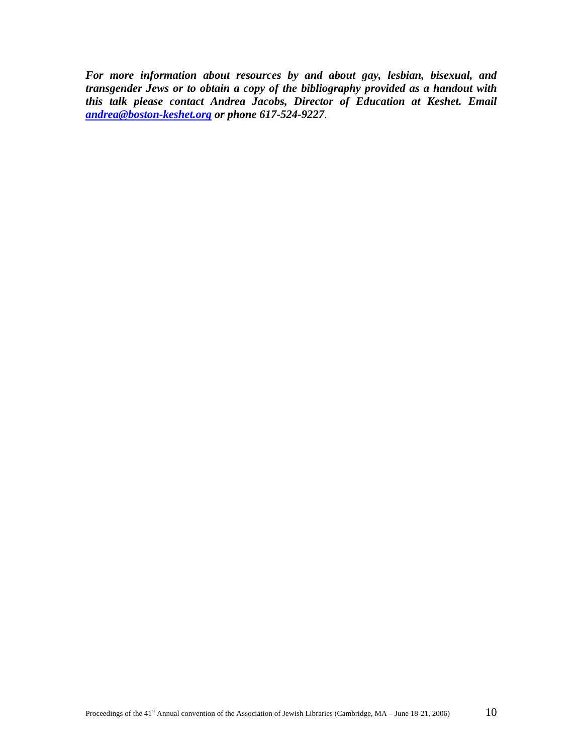***For more information about resources by and about gay, lesbian, bisexual, and transgender Jews or to obtain a copy of the bibliography provided as a handout with this talk please contact Andrea Jacobs, Director of Education at Keshet. Email [andrea@boston-keshet.org](mailto:andrea@boston-keshet.org) or phone 617-524-9227***.